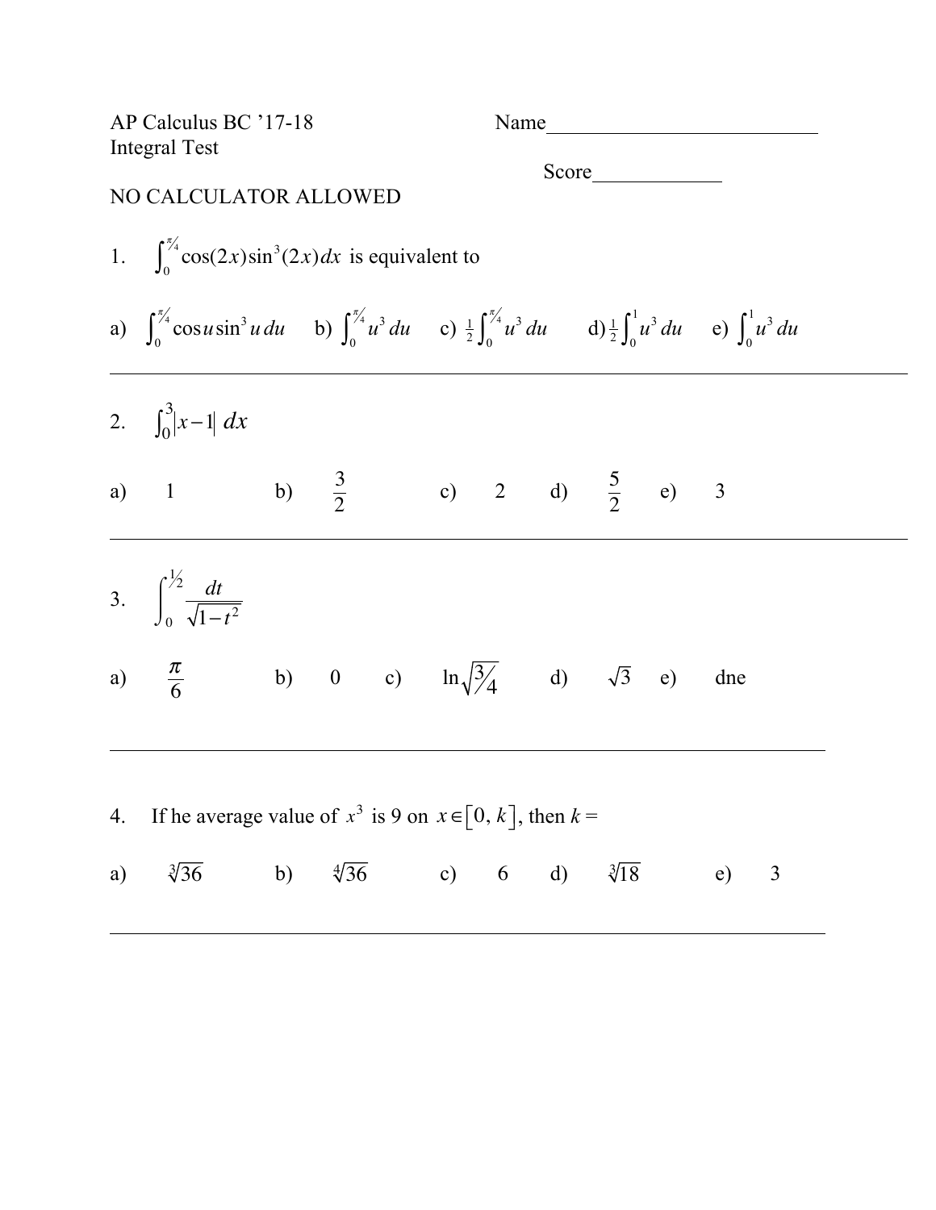AP Calculus BC '17-18
Integral Test

Name__________________________

Score____________

NO CALCULATOR ALLOWED

1. $\int_0^{\pi/4} \cos(2x)\sin^3(2x)\,dx$ is equivalent to

a) $\int_0^{\pi/4} \cos u \sin^3 u\,du$  b) $\int_0^{\pi/4} u^3\,du$  c) $\frac{1}{2}\int_0^{\pi/4} u^3\,du$  d) $\frac{1}{2}\int_0^{1} u^3\,du$  e) $\int_0^{1} u^3\,du$

---

2. $\int_0^3 |x-1|\,dx$

a) $1$  b) $\frac{3}{2}$  c) $2$  d) $\frac{5}{2}$  e) $3$

---

3. $\int_0^{1/2} \frac{dt}{\sqrt{1-t^2}}$

a) $\frac{\pi}{6}$  b) $0$  c) $\ln\sqrt{3/4}$  d) $\sqrt{3}$  e) dne

---

4. If he average value of $x^3$ is 9 on $x \in [0, k]$, then $k =$

a) $\sqrt[3]{36}$  b) $\sqrt[4]{36}$  c) $6$  d) $\sqrt[3]{18}$  e) $3$

---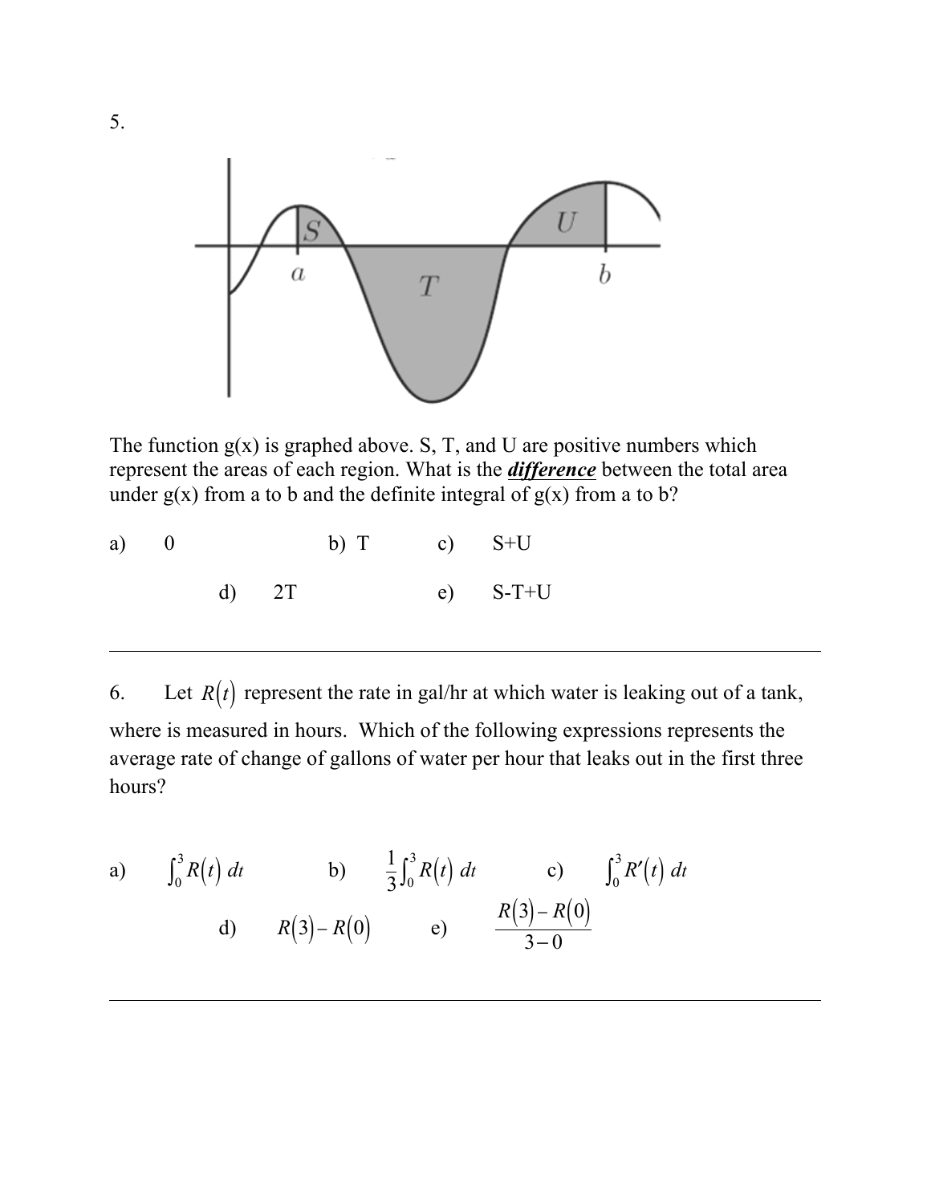5.

The function g(x) is graphed above. S, T, and U are positive numbers which represent the areas of each region. What is the ***difference*** between the total area under g(x) from a to b and the definite integral of g(x) from a to b?

a) 0

b) T

c) S+U

d) 2T

e) S-T+U

---

6. Let $R(t)$ represent the rate in gal/hr at which water is leaking out of a tank, where is measured in hours. Which of the following expressions represents the average rate of change of gallons of water per hour that leaks out in the first three hours?

a) $\int_0^3 R(t)\,dt$

b) $\frac{1}{3}\int_0^3 R(t)\,dt$

c) $\int_0^3 R'(t)\,dt$

d) $R(3)-R(0)$

e) $\dfrac{R(3)-R(0)}{3-0}$

---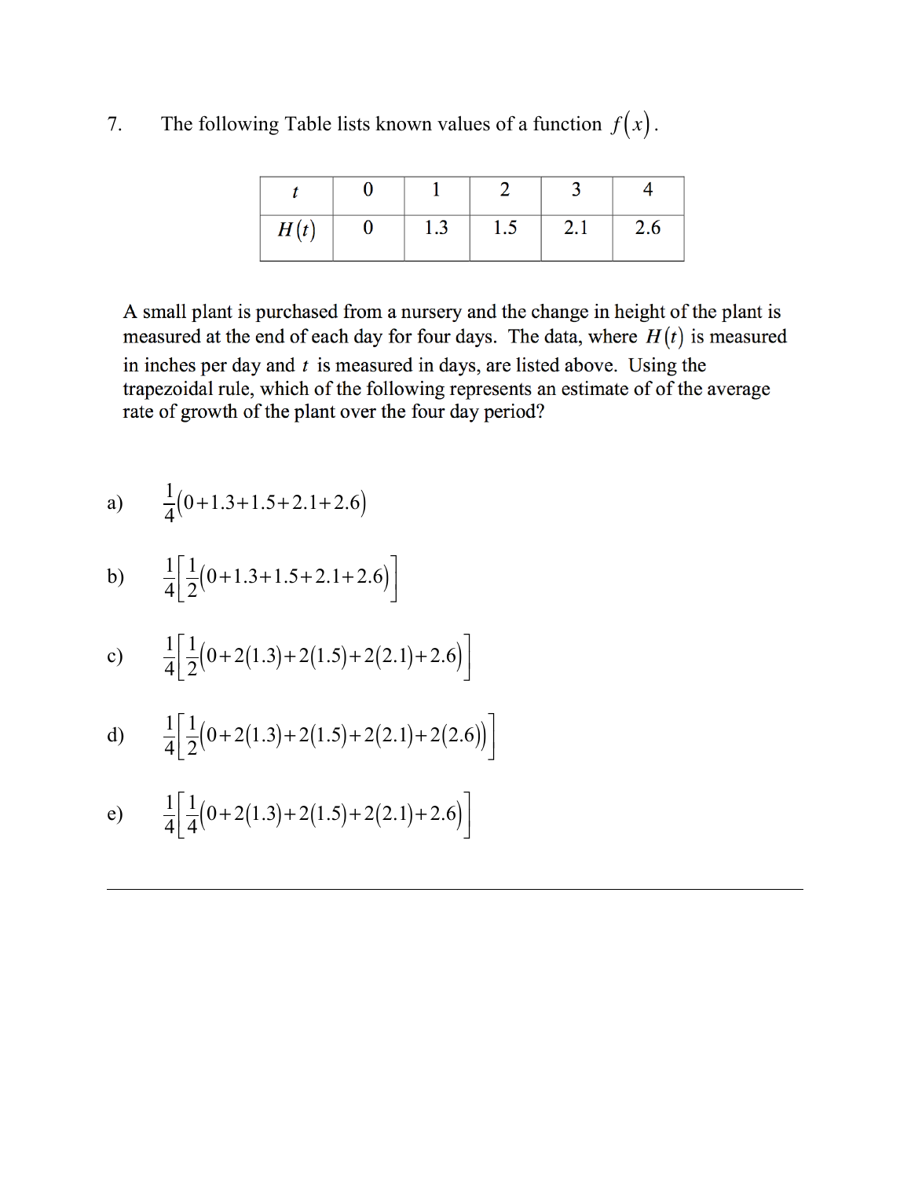7. The following Table lists known values of a function $f(x)$.

| $t$ | 0 | 1 | 2 | 3 | 4 |
|---|---|---|---|---|---|
| $H(t)$ | 0 | 1.3 | 1.5 | 2.1 | 2.6 |

A small plant is purchased from a nursery and the change in height of the plant is measured at the end of each day for four days. The data, where $H(t)$ is measured in inches per day and $t$ is measured in days, are listed above. Using the trapezoidal rule, which of the following represents an estimate of of the average rate of growth of the plant over the four day period?

a) $\frac{1}{4}(0+1.3+1.5+2.1+2.6)$

b) $\frac{1}{4}\left[\frac{1}{2}(0+1.3+1.5+2.1+2.6)\right]$

c) $\frac{1}{4}\left[\frac{1}{2}(0+2(1.3)+2(1.5)+2(2.1)+2.6)\right]$

d) $\frac{1}{4}\left[\frac{1}{2}(0+2(1.3)+2(1.5)+2(2.1)+2(2.6))\right]$

e) $\frac{1}{4}\left[\frac{1}{4}(0+2(1.3)+2(1.5)+2(2.1)+2.6)\right]$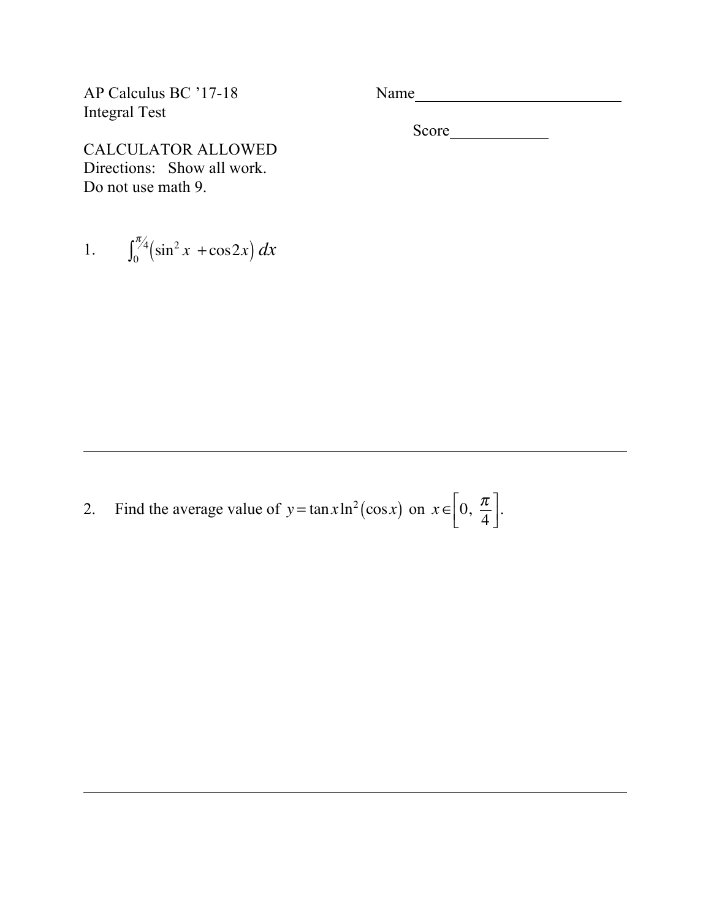AP Calculus BC '17-18
Integral Test

Name\_\_\_\_\_\_\_\_\_\_\_\_\_\_\_\_\_\_\_\_\_\_\_\_\_\_

Score\_\_\_\_\_\_\_\_\_\_\_\_

CALCULATOR ALLOWED
Directions: Show all work.
Do not use math 9.

1. $\int_0^{\pi/4} \left(\sin^2 x + \cos 2x\right) dx$

---

2. Find the average value of $y = \tan x \ln^2(\cos x)$ on $x \in \left[0, \frac{\pi}{4}\right]$.

---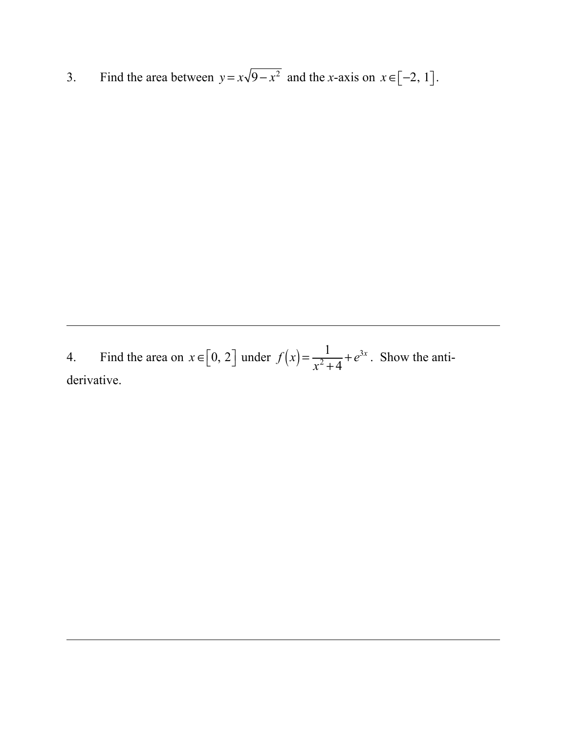3. Find the area between $y = x\sqrt{9 - x^2}$ and the $x$-axis on $x \in [-2, 1]$.

---

4. Find the area on $x \in [0, 2]$ under $f(x) = \dfrac{1}{x^2 + 4} + e^{3x}$. Show the anti-derivative.

---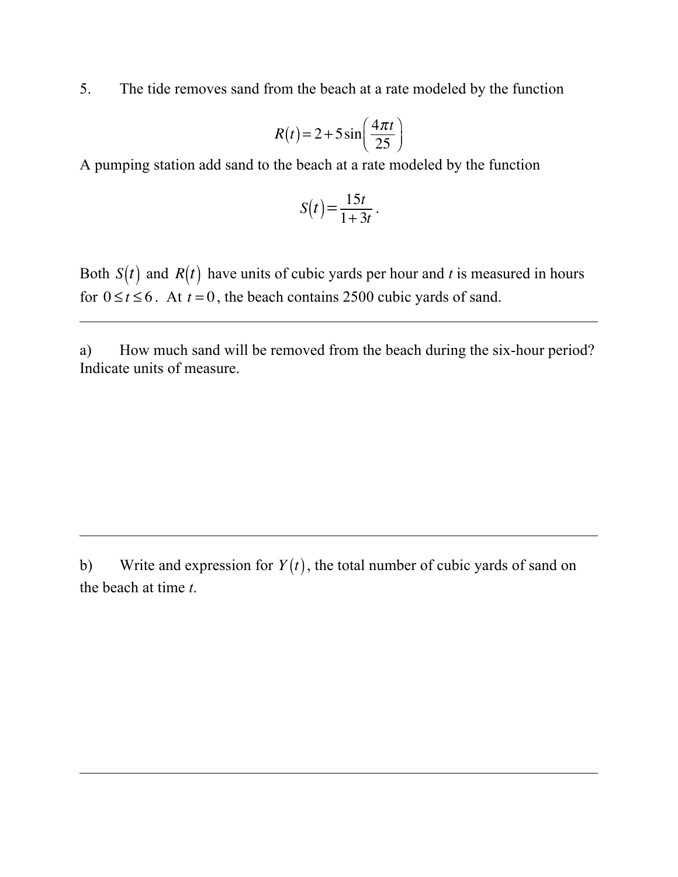5. The tide removes sand from the beach at a rate modeled by the function

$$R(t) = 2 + 5\sin\left(\frac{4\pi t}{25}\right)$$

A pumping station add sand to the beach at a rate modeled by the function

$$S(t) = \frac{15t}{1+3t}.$$

Both $S(t)$ and $R(t)$ have units of cubic yards per hour and $t$ is measured in hours for $0 \le t \le 6$. At $t = 0$, the beach contains 2500 cubic yards of sand.

---

a) How much sand will be removed from the beach during the six-hour period? Indicate units of measure.

---

b) Write and expression for $Y(t)$, the total number of cubic yards of sand on the beach at time $t$.

---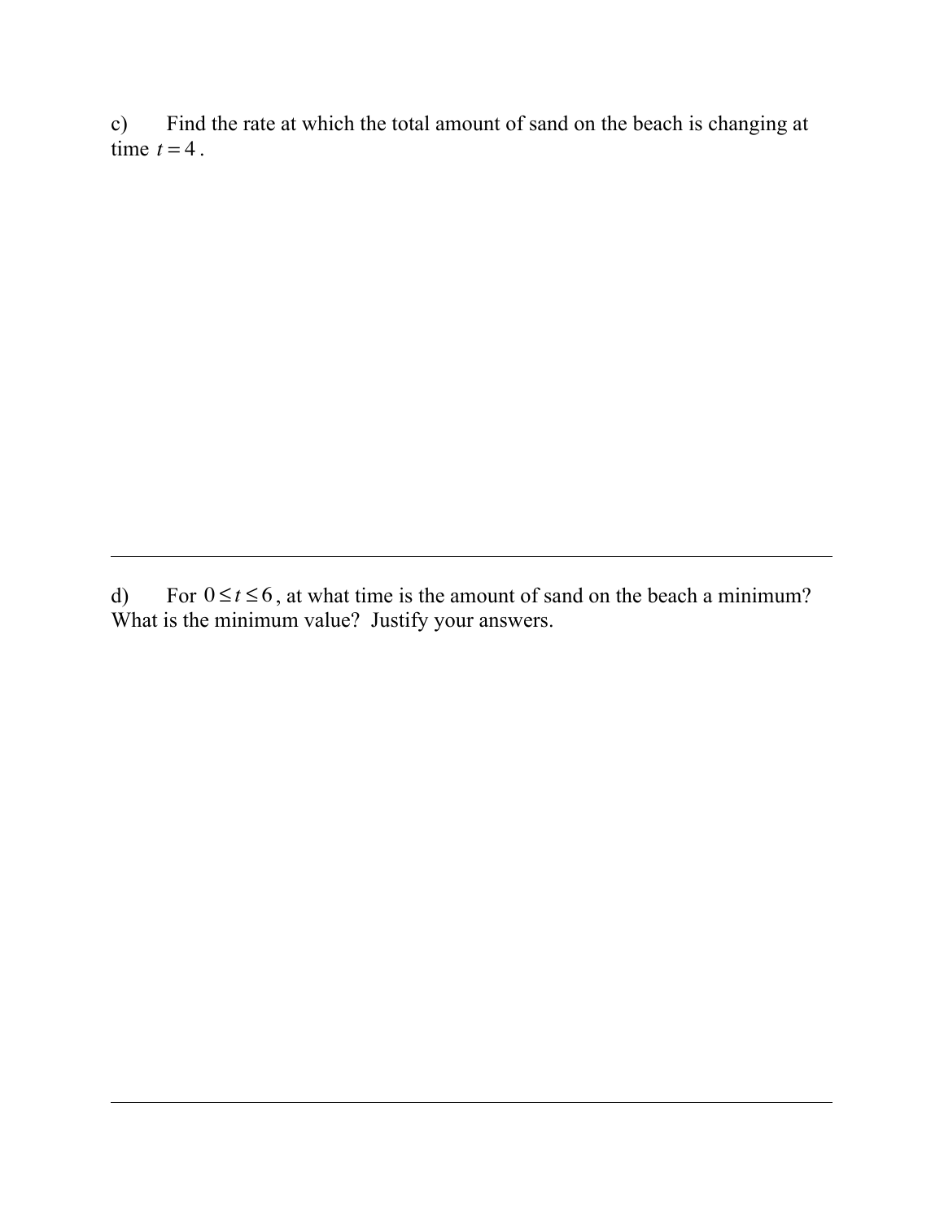c) Find the rate at which the total amount of sand on the beach is changing at time $t = 4$.

---

d) For $0 \leq t \leq 6$, at what time is the amount of sand on the beach a minimum? What is the minimum value? Justify your answers.

---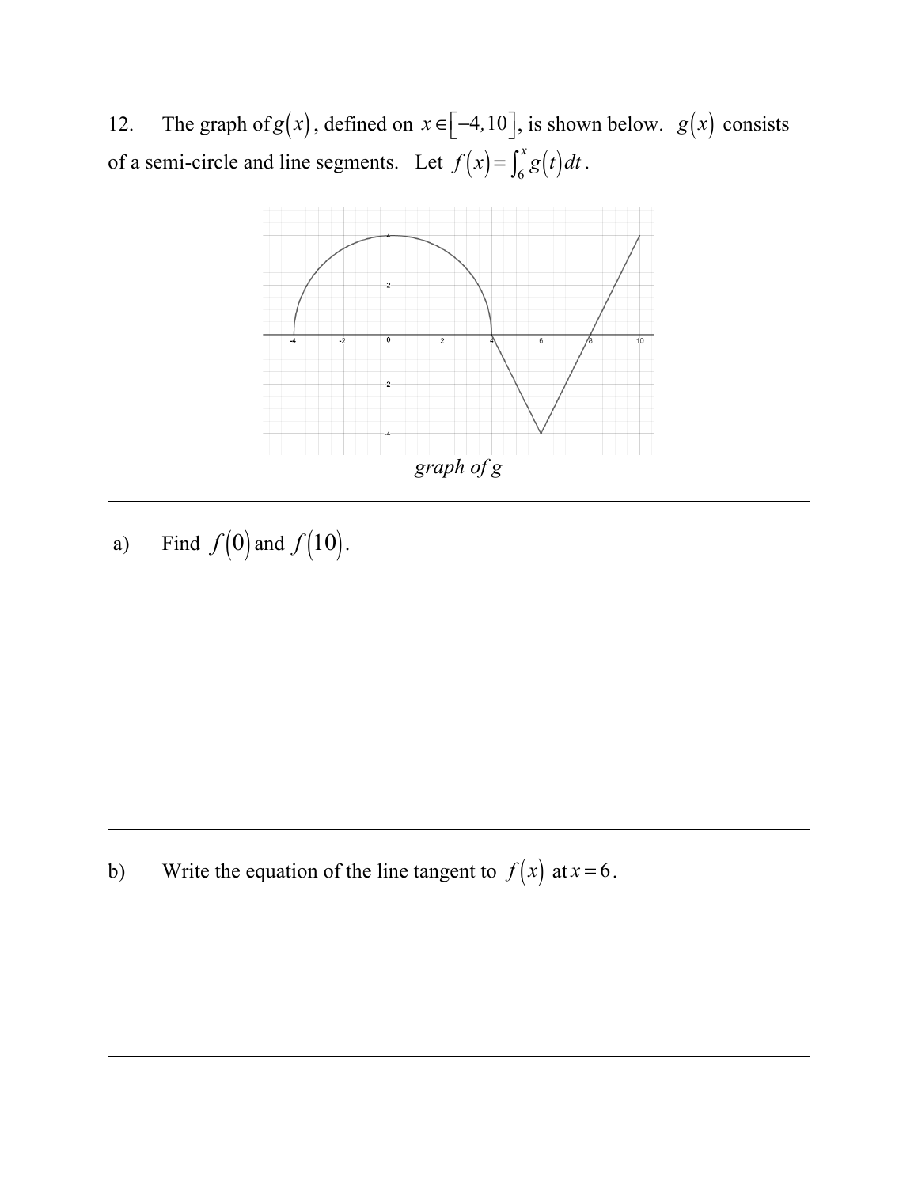12. The graph of $g(x)$, defined on $x \in [-4, 10]$, is shown below. $g(x)$ consists of a semi-circle and line segments. Let $f(x) = \int_6^x g(t)\,dt$.

*graph of g*

---

a) Find $f(0)$ and $f(10)$.

---

b) Write the equation of the line tangent to $f(x)$ at $x = 6$.

---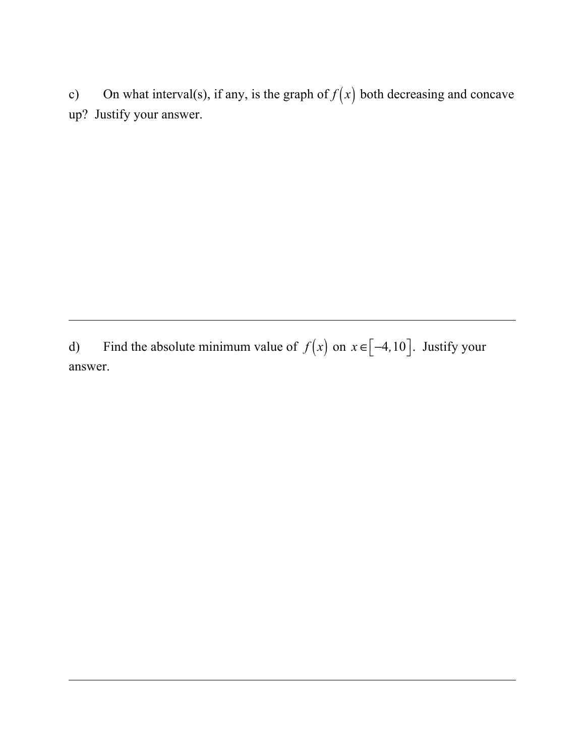c) On what interval(s), if any, is the graph of $f(x)$ both decreasing and concave up? Justify your answer.

---

d) Find the absolute minimum value of $f(x)$ on $x \in [-4, 10]$. Justify your answer.

---